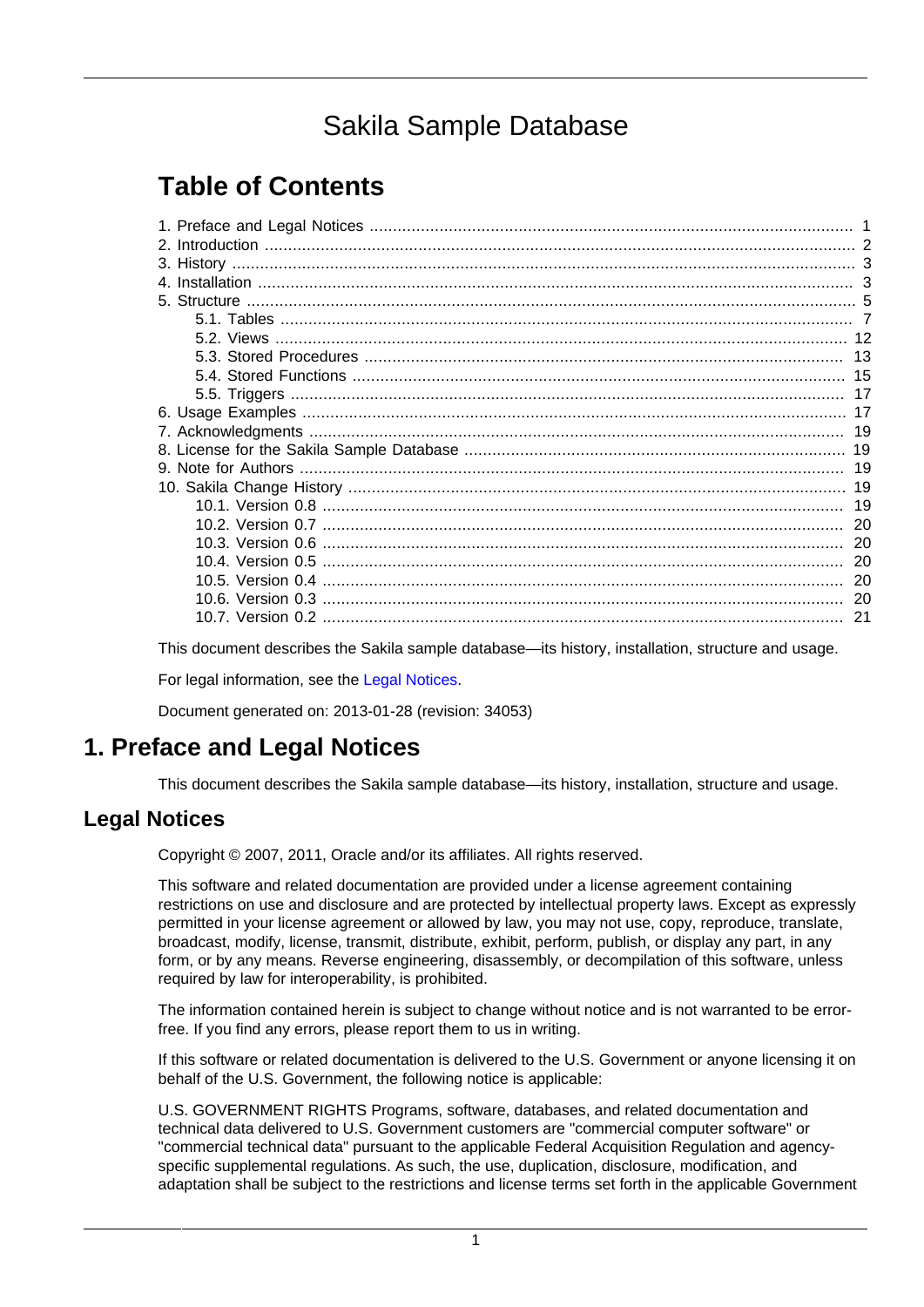# Sakila Sample Database

## Table of Contents

- 1. Preface and Legal Notices ..... 1
- 2. Introduction ..... 2
- 3. History ..... 3
- 4. Installation ..... 3
- 5. Structure ..... 5
  - 5.1. Tables ..... 7
  - 5.2. Views ..... 12
  - 5.3. Stored Procedures ..... 13
  - 5.4. Stored Functions ..... 15
  - 5.5. Triggers ..... 17
- 6. Usage Examples ..... 17
- 7. Acknowledgments ..... 19
- 8. License for the Sakila Sample Database ..... 19
- 9. Note for Authors ..... 19
- 10. Sakila Change History ..... 19
  - 10.1. Version 0.8 ..... 19
  - 10.2. Version 0.7 ..... 20
  - 10.3. Version 0.6 ..... 20
  - 10.4. Version 0.5 ..... 20
  - 10.5. Version 0.4 ..... 20
  - 10.6. Version 0.3 ..... 20
  - 10.7. Version 0.2 ..... 21

This document describes the Sakila sample database—its history, installation, structure and usage.

For legal information, see the Legal Notices.

Document generated on: 2013-01-28 (revision: 34053)

# 1. Preface and Legal Notices

This document describes the Sakila sample database—its history, installation, structure and usage.

## Legal Notices

Copyright © 2007, 2011, Oracle and/or its affiliates. All rights reserved.

This software and related documentation are provided under a license agreement containing restrictions on use and disclosure and are protected by intellectual property laws. Except as expressly permitted in your license agreement or allowed by law, you may not use, copy, reproduce, translate, broadcast, modify, license, transmit, distribute, exhibit, perform, publish, or display any part, in any form, or by any means. Reverse engineering, disassembly, or decompilation of this software, unless required by law for interoperability, is prohibited.

The information contained herein is subject to change without notice and is not warranted to be error-free. If you find any errors, please report them to us in writing.

If this software or related documentation is delivered to the U.S. Government or anyone licensing it on behalf of the U.S. Government, the following notice is applicable:

U.S. GOVERNMENT RIGHTS Programs, software, databases, and related documentation and technical data delivered to U.S. Government customers are "commercial computer software" or "commercial technical data" pursuant to the applicable Federal Acquisition Regulation and agency-specific supplemental regulations. As such, the use, duplication, disclosure, modification, and adaptation shall be subject to the restrictions and license terms set forth in the applicable Government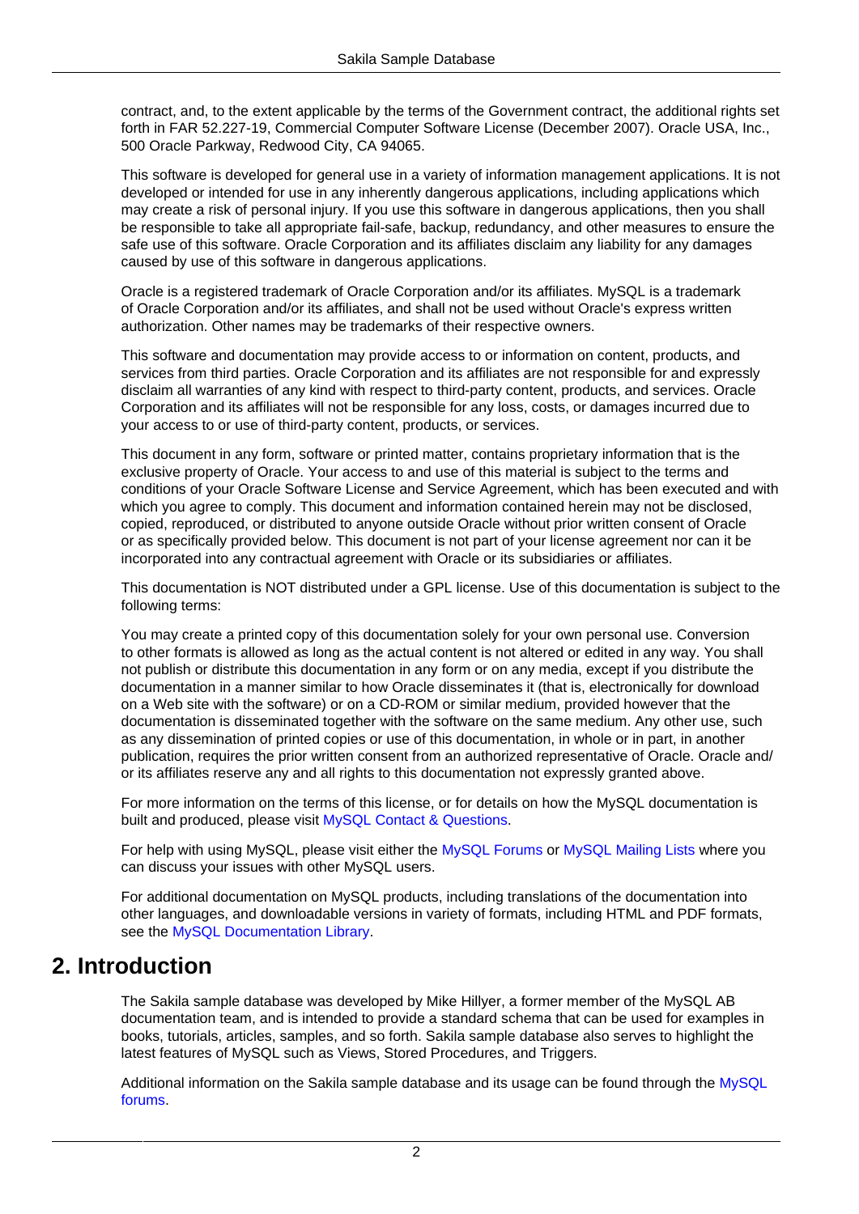contract, and, to the extent applicable by the terms of the Government contract, the additional rights set forth in FAR 52.227-19, Commercial Computer Software License (December 2007). Oracle USA, Inc., 500 Oracle Parkway, Redwood City, CA 94065.

This software is developed for general use in a variety of information management applications. It is not developed or intended for use in any inherently dangerous applications, including applications which may create a risk of personal injury. If you use this software in dangerous applications, then you shall be responsible to take all appropriate fail-safe, backup, redundancy, and other measures to ensure the safe use of this software. Oracle Corporation and its affiliates disclaim any liability for any damages caused by use of this software in dangerous applications.

Oracle is a registered trademark of Oracle Corporation and/or its affiliates. MySQL is a trademark of Oracle Corporation and/or its affiliates, and shall not be used without Oracle's express written authorization. Other names may be trademarks of their respective owners.

This software and documentation may provide access to or information on content, products, and services from third parties. Oracle Corporation and its affiliates are not responsible for and expressly disclaim all warranties of any kind with respect to third-party content, products, and services. Oracle Corporation and its affiliates will not be responsible for any loss, costs, or damages incurred due to your access to or use of third-party content, products, or services.

This document in any form, software or printed matter, contains proprietary information that is the exclusive property of Oracle. Your access to and use of this material is subject to the terms and conditions of your Oracle Software License and Service Agreement, which has been executed and with which you agree to comply. This document and information contained herein may not be disclosed, copied, reproduced, or distributed to anyone outside Oracle without prior written consent of Oracle or as specifically provided below. This document is not part of your license agreement nor can it be incorporated into any contractual agreement with Oracle or its subsidiaries or affiliates.

This documentation is NOT distributed under a GPL license. Use of this documentation is subject to the following terms:

You may create a printed copy of this documentation solely for your own personal use. Conversion to other formats is allowed as long as the actual content is not altered or edited in any way. You shall not publish or distribute this documentation in any form or on any media, except if you distribute the documentation in a manner similar to how Oracle disseminates it (that is, electronically for download on a Web site with the software) or on a CD-ROM or similar medium, provided however that the documentation is disseminated together with the software on the same medium. Any other use, such as any dissemination of printed copies or use of this documentation, in whole or in part, in another publication, requires the prior written consent from an authorized representative of Oracle. Oracle and/or its affiliates reserve any and all rights to this documentation not expressly granted above.

For more information on the terms of this license, or for details on how the MySQL documentation is built and produced, please visit MySQL Contact & Questions.

For help with using MySQL, please visit either the MySQL Forums or MySQL Mailing Lists where you can discuss your issues with other MySQL users.

For additional documentation on MySQL products, including translations of the documentation into other languages, and downloadable versions in variety of formats, including HTML and PDF formats, see the MySQL Documentation Library.

## 2. Introduction

The Sakila sample database was developed by Mike Hillyer, a former member of the MySQL AB documentation team, and is intended to provide a standard schema that can be used for examples in books, tutorials, articles, samples, and so forth. Sakila sample database also serves to highlight the latest features of MySQL such as Views, Stored Procedures, and Triggers.

Additional information on the Sakila sample database and its usage can be found through the MySQL forums.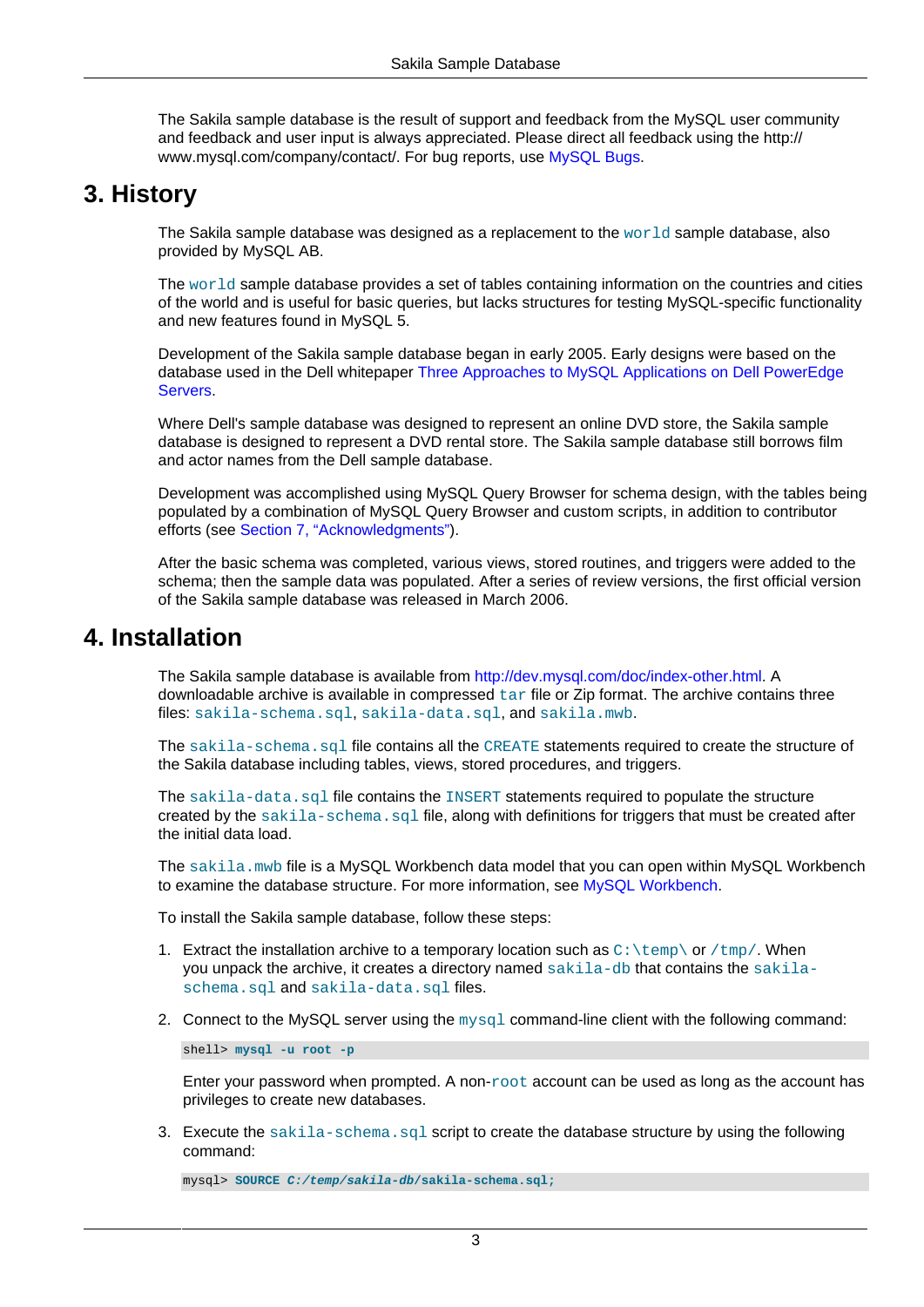The Sakila sample database is the result of support and feedback from the MySQL user community and feedback and user input is always appreciated. Please direct all feedback using the http://www.mysql.com/company/contact/. For bug reports, use MySQL Bugs.

## 3. History

The Sakila sample database was designed as a replacement to the `world` sample database, also provided by MySQL AB.

The `world` sample database provides a set of tables containing information on the countries and cities of the world and is useful for basic queries, but lacks structures for testing MySQL-specific functionality and new features found in MySQL 5.

Development of the Sakila sample database began in early 2005. Early designs were based on the database used in the Dell whitepaper Three Approaches to MySQL Applications on Dell PowerEdge Servers.

Where Dell's sample database was designed to represent an online DVD store, the Sakila sample database is designed to represent a DVD rental store. The Sakila sample database still borrows film and actor names from the Dell sample database.

Development was accomplished using MySQL Query Browser for schema design, with the tables being populated by a combination of MySQL Query Browser and custom scripts, in addition to contributor efforts (see Section 7, "Acknowledgments").

After the basic schema was completed, various views, stored routines, and triggers were added to the schema; then the sample data was populated. After a series of review versions, the first official version of the Sakila sample database was released in March 2006.

## 4. Installation

The Sakila sample database is available from http://dev.mysql.com/doc/index-other.html. A downloadable archive is available in compressed `tar` file or Zip format. The archive contains three files: `sakila-schema.sql`, `sakila-data.sql`, and `sakila.mwb`.

The `sakila-schema.sql` file contains all the `CREATE` statements required to create the structure of the Sakila database including tables, views, stored procedures, and triggers.

The `sakila-data.sql` file contains the `INSERT` statements required to populate the structure created by the `sakila-schema.sql` file, along with definitions for triggers that must be created after the initial data load.

The `sakila.mwb` file is a MySQL Workbench data model that you can open within MySQL Workbench to examine the database structure. For more information, see MySQL Workbench.

To install the Sakila sample database, follow these steps:

1. Extract the installation archive to a temporary location such as `C:\temp\` or `/tmp/`. When you unpack the archive, it creates a directory named `sakila-db` that contains the `sakila-schema.sql` and `sakila-data.sql` files.

2. Connect to the MySQL server using the `mysql` command-line client with the following command:

   ```
   shell> mysql -u root -p
   ```

   Enter your password when prompted. A non-`root` account can be used as long as the account has privileges to create new databases.

3. Execute the `sakila-schema.sql` script to create the database structure by using the following command:

   ```
   mysql> SOURCE C:/temp/sakila-db/sakila-schema.sql;
   ```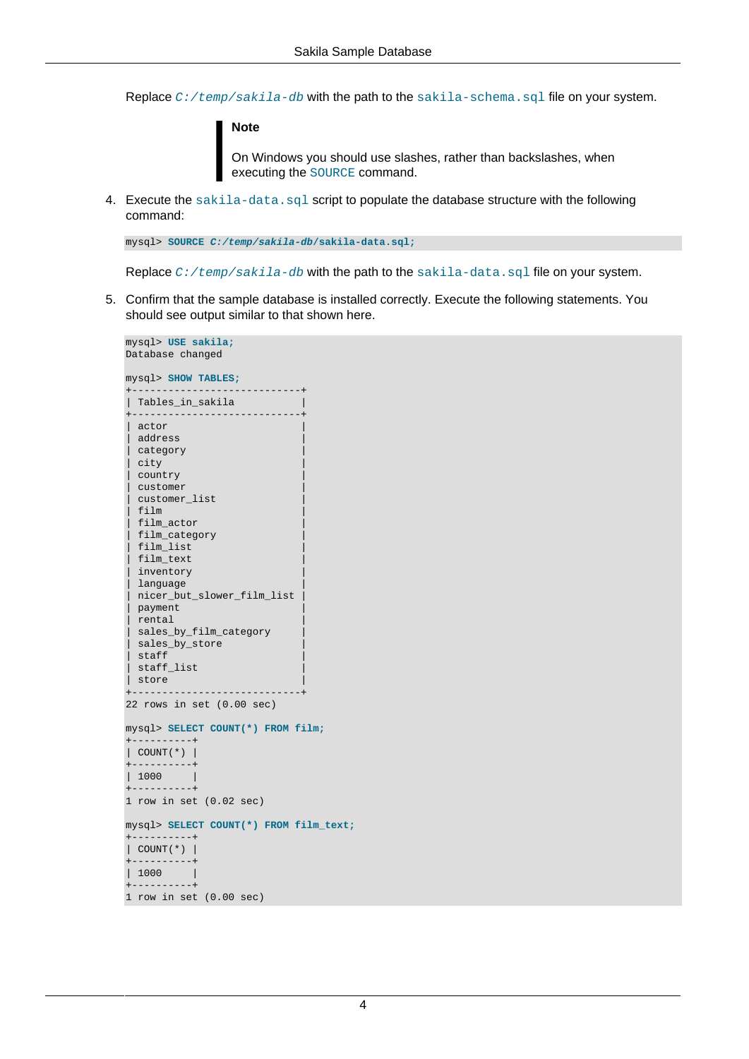Replace `C:/temp/sakila-db` with the path to the `sakila-schema.sql` file on your system.

> **Note**
>
> On Windows you should use slashes, rather than backslashes, when executing the `SOURCE` command.

4. Execute the `sakila-data.sql` script to populate the database structure with the following command:

```
mysql> SOURCE C:/temp/sakila-db/sakila-data.sql;
```

   Replace `C:/temp/sakila-db` with the path to the `sakila-data.sql` file on your system.

5. Confirm that the sample database is installed correctly. Execute the following statements. You should see output similar to that shown here.

```
mysql> USE sakila;
Database changed

mysql> SHOW TABLES;
+----------------------------+
| Tables_in_sakila           |
+----------------------------+
| actor                      |
| address                    |
| category                   |
| city                       |
| country                    |
| customer                   |
| customer_list              |
| film                       |
| film_actor                 |
| film_category              |
| film_list                  |
| film_text                  |
| inventory                  |
| language                   |
| nicer_but_slower_film_list |
| payment                    |
| rental                     |
| sales_by_film_category     |
| sales_by_store             |
| staff                      |
| staff_list                 |
| store                      |
+----------------------------+
22 rows in set (0.00 sec)

mysql> SELECT COUNT(*) FROM film;
+----------+
| COUNT(*) |
+----------+
| 1000     |
+----------+
1 row in set (0.02 sec)

mysql> SELECT COUNT(*) FROM film_text;
+----------+
| COUNT(*) |
+----------+
| 1000     |
+----------+
1 row in set (0.00 sec)
```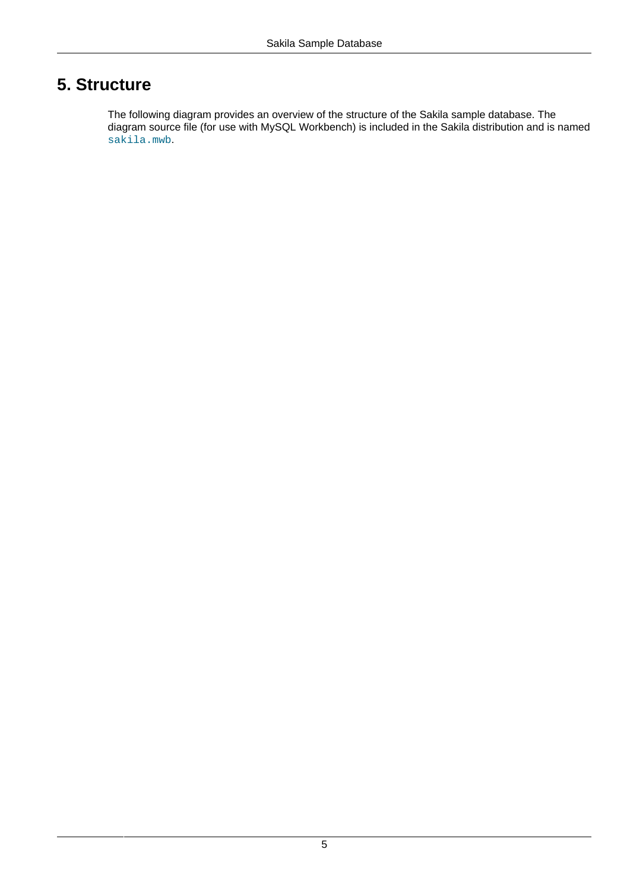# 5. Structure

The following diagram provides an overview of the structure of the Sakila sample database. The diagram source file (for use with MySQL Workbench) is included in the Sakila distribution and is named `sakila.mwb`.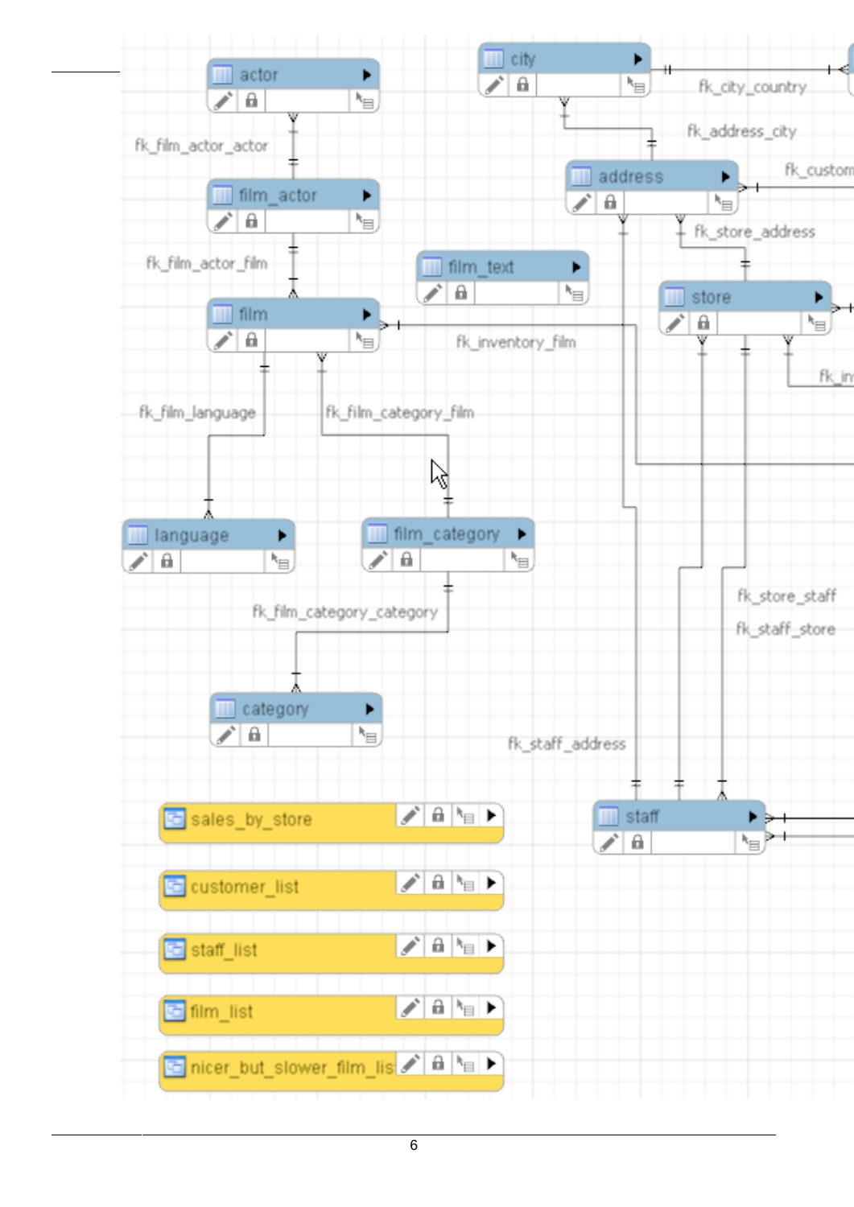actor

fk_film_actor_actor

film_actor

fk_film_actor_film

film

film_text

city

fk_city_country

fk_address_city

address

fk_custom

fk_store_address

store

fk_inventory_film

fk_in

fk_film_language

fk_film_category_film

language

film_category

fk_film_category_category

category

fk_store_staff

fk_staff_store

fk_staff_address

staff

sales_by_store

customer_list

staff_list

film_list

nicer_but_slower_film_lis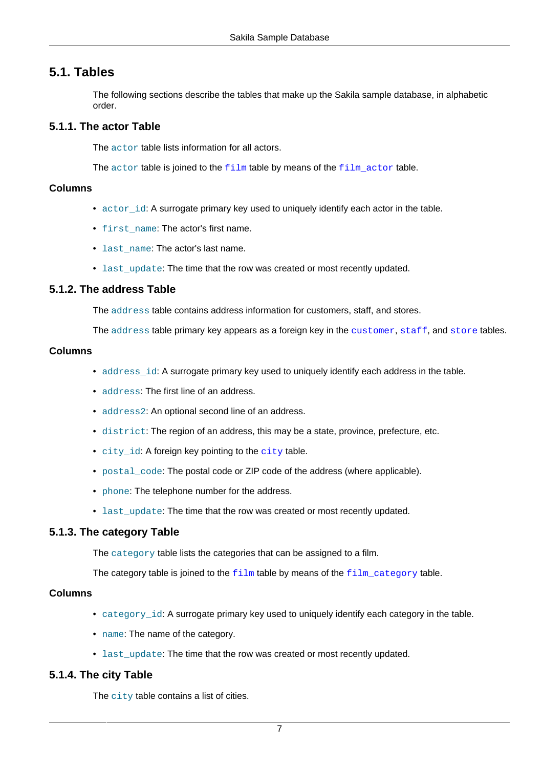## 5.1. Tables

The following sections describe the tables that make up the Sakila sample database, in alphabetic order.

### 5.1.1. The actor Table

The `actor` table lists information for all actors.

The `actor` table is joined to the `film` table by means of the `film_actor` table.

#### Columns

- `actor_id`: A surrogate primary key used to uniquely identify each actor in the table.
- `first_name`: The actor's first name.
- `last_name`: The actor's last name.
- `last_update`: The time that the row was created or most recently updated.

### 5.1.2. The address Table

The `address` table contains address information for customers, staff, and stores.

The `address` table primary key appears as a foreign key in the `customer`, `staff`, and `store` tables.

#### Columns

- `address_id`: A surrogate primary key used to uniquely identify each address in the table.
- `address`: The first line of an address.
- `address2`: An optional second line of an address.
- `district`: The region of an address, this may be a state, province, prefecture, etc.
- `city_id`: A foreign key pointing to the `city` table.
- `postal_code`: The postal code or ZIP code of the address (where applicable).
- `phone`: The telephone number for the address.
- `last_update`: The time that the row was created or most recently updated.

### 5.1.3. The category Table

The `category` table lists the categories that can be assigned to a film.

The category table is joined to the `film` table by means of the `film_category` table.

#### Columns

- `category_id`: A surrogate primary key used to uniquely identify each category in the table.
- `name`: The name of the category.
- `last_update`: The time that the row was created or most recently updated.

### 5.1.4. The city Table

The `city` table contains a list of cities.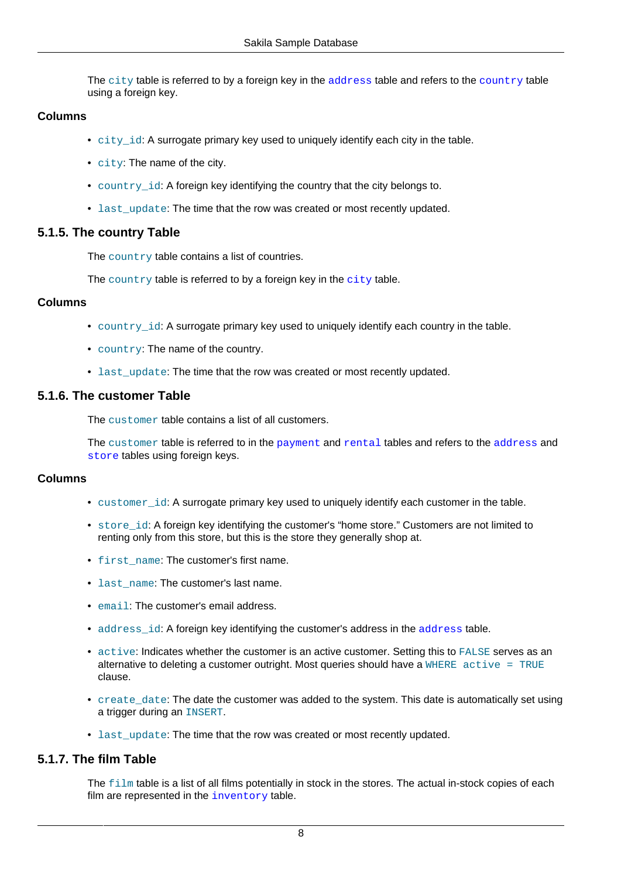The `city` table is referred to by a foreign key in the `address` table and refers to the `country` table using a foreign key.

#### Columns

- `city_id`: A surrogate primary key used to uniquely identify each city in the table.
- `city`: The name of the city.
- `country_id`: A foreign key identifying the country that the city belongs to.
- `last_update`: The time that the row was created or most recently updated.

### 5.1.5. The country Table

The `country` table contains a list of countries.

The `country` table is referred to by a foreign key in the `city` table.

#### Columns

- `country_id`: A surrogate primary key used to uniquely identify each country in the table.
- `country`: The name of the country.
- `last_update`: The time that the row was created or most recently updated.

### 5.1.6. The customer Table

The `customer` table contains a list of all customers.

The `customer` table is referred to in the `payment` and `rental` tables and refers to the `address` and `store` tables using foreign keys.

#### Columns

- `customer_id`: A surrogate primary key used to uniquely identify each customer in the table.
- `store_id`: A foreign key identifying the customer's "home store." Customers are not limited to renting only from this store, but this is the store they generally shop at.
- `first_name`: The customer's first name.
- `last_name`: The customer's last name.
- `email`: The customer's email address.
- `address_id`: A foreign key identifying the customer's address in the `address` table.
- `active`: Indicates whether the customer is an active customer. Setting this to `FALSE` serves as an alternative to deleting a customer outright. Most queries should have a `WHERE active = TRUE` clause.
- `create_date`: The date the customer was added to the system. This date is automatically set using a trigger during an `INSERT`.
- `last_update`: The time that the row was created or most recently updated.

### 5.1.7. The film Table

The `film` table is a list of all films potentially in stock in the stores. The actual in-stock copies of each film are represented in the `inventory` table.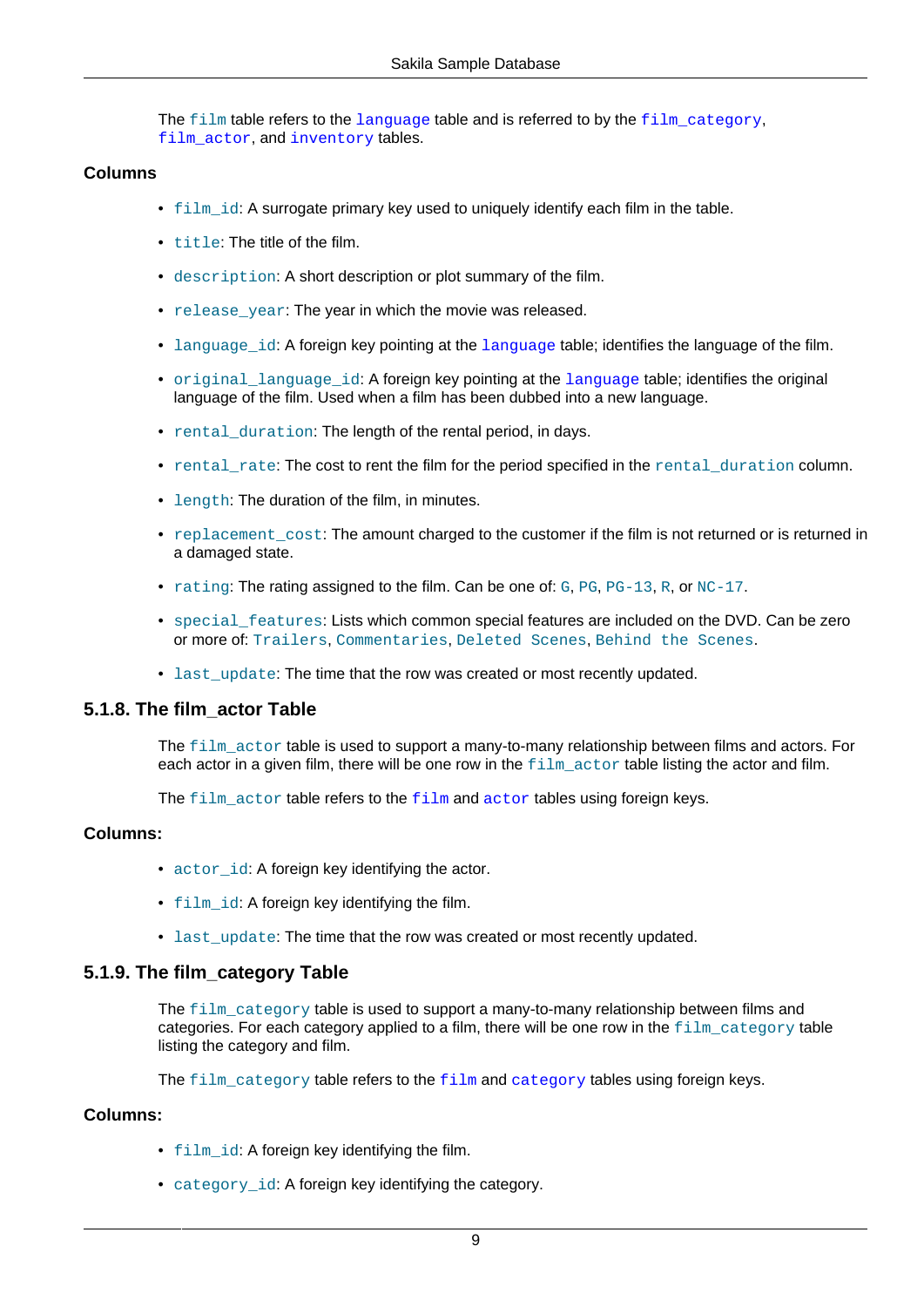The `film` table refers to the `language` table and is referred to by the `film_category`, `film_actor`, and `inventory` tables.

### Columns

- `film_id`: A surrogate primary key used to uniquely identify each film in the table.
- `title`: The title of the film.
- `description`: A short description or plot summary of the film.
- `release_year`: The year in which the movie was released.
- `language_id`: A foreign key pointing at the `language` table; identifies the language of the film.
- `original_language_id`: A foreign key pointing at the `language` table; identifies the original language of the film. Used when a film has been dubbed into a new language.
- `rental_duration`: The length of the rental period, in days.
- `rental_rate`: The cost to rent the film for the period specified in the `rental_duration` column.
- `length`: The duration of the film, in minutes.
- `replacement_cost`: The amount charged to the customer if the film is not returned or is returned in a damaged state.
- `rating`: The rating assigned to the film. Can be one of: `G`, `PG`, `PG-13`, `R`, or `NC-17`.
- `special_features`: Lists which common special features are included on the DVD. Can be zero or more of: `Trailers`, `Commentaries`, `Deleted Scenes`, `Behind the Scenes`.
- `last_update`: The time that the row was created or most recently updated.

## 5.1.8. The film_actor Table

The `film_actor` table is used to support a many-to-many relationship between films and actors. For each actor in a given film, there will be one row in the `film_actor` table listing the actor and film.

The `film_actor` table refers to the `film` and `actor` tables using foreign keys.

### Columns:

- `actor_id`: A foreign key identifying the actor.
- `film_id`: A foreign key identifying the film.
- `last_update`: The time that the row was created or most recently updated.

## 5.1.9. The film_category Table

The `film_category` table is used to support a many-to-many relationship between films and categories. For each category applied to a film, there will be one row in the `film_category` table listing the category and film.

The `film_category` table refers to the `film` and `category` tables using foreign keys.

### Columns:

- `film_id`: A foreign key identifying the film.
- `category_id`: A foreign key identifying the category.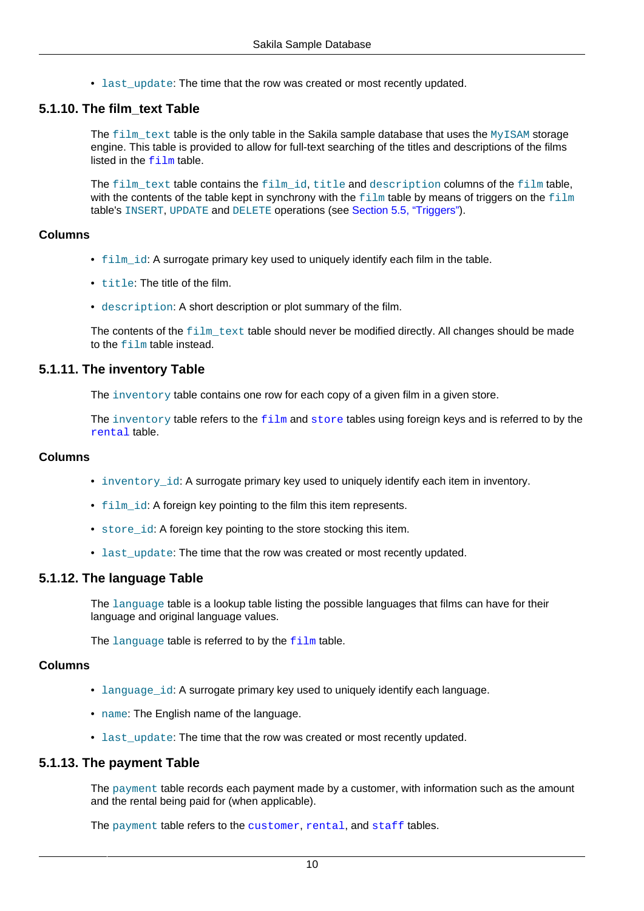- `last_update`: The time that the row was created or most recently updated.

### 5.1.10. The film_text Table

The `film_text` table is the only table in the Sakila sample database that uses the `MyISAM` storage engine. This table is provided to allow for full-text searching of the titles and descriptions of the films listed in the `film` table.

The `film_text` table contains the `film_id`, `title` and `description` columns of the `film` table, with the contents of the table kept in synchrony with the `film` table by means of triggers on the `film` table's `INSERT`, `UPDATE` and `DELETE` operations (see Section 5.5, “Triggers”).

#### Columns

- `film_id`: A surrogate primary key used to uniquely identify each film in the table.
- `title`: The title of the film.
- `description`: A short description or plot summary of the film.

The contents of the `film_text` table should never be modified directly. All changes should be made to the `film` table instead.

### 5.1.11. The inventory Table

The `inventory` table contains one row for each copy of a given film in a given store.

The `inventory` table refers to the `film` and `store` tables using foreign keys and is referred to by the `rental` table.

#### Columns

- `inventory_id`: A surrogate primary key used to uniquely identify each item in inventory.
- `film_id`: A foreign key pointing to the film this item represents.
- `store_id`: A foreign key pointing to the store stocking this item.
- `last_update`: The time that the row was created or most recently updated.

### 5.1.12. The language Table

The `language` table is a lookup table listing the possible languages that films can have for their language and original language values.

The `language` table is referred to by the `film` table.

#### Columns

- `language_id`: A surrogate primary key used to uniquely identify each language.
- `name`: The English name of the language.
- `last_update`: The time that the row was created or most recently updated.

### 5.1.13. The payment Table

The `payment` table records each payment made by a customer, with information such as the amount and the rental being paid for (when applicable).

The `payment` table refers to the `customer`, `rental`, and `staff` tables.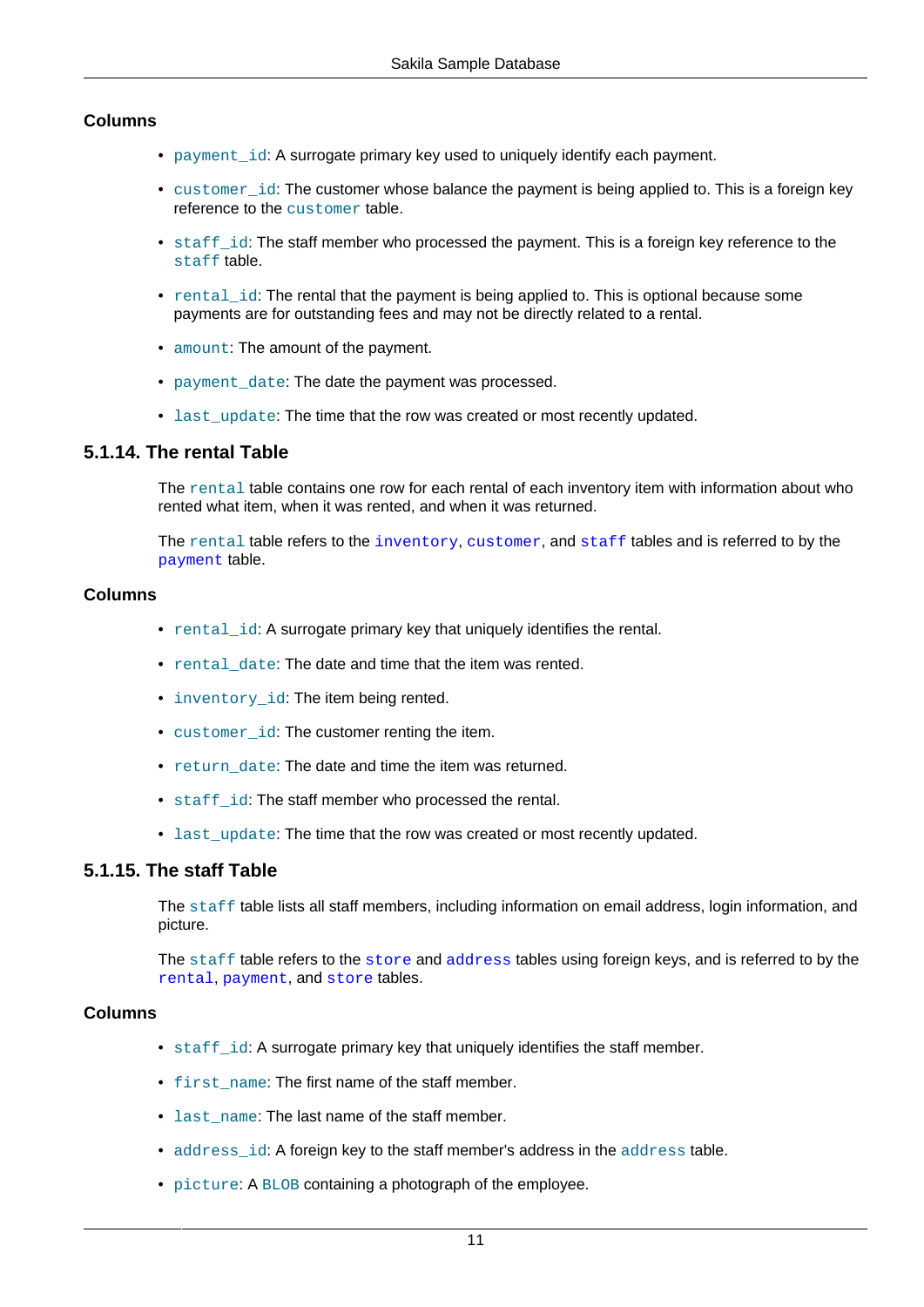### Columns

- `payment_id`: A surrogate primary key used to uniquely identify each payment.
- `customer_id`: The customer whose balance the payment is being applied to. This is a foreign key reference to the `customer` table.
- `staff_id`: The staff member who processed the payment. This is a foreign key reference to the `staff` table.
- `rental_id`: The rental that the payment is being applied to. This is optional because some payments are for outstanding fees and may not be directly related to a rental.
- `amount`: The amount of the payment.
- `payment_date`: The date the payment was processed.
- `last_update`: The time that the row was created or most recently updated.

## 5.1.14. The rental Table

The `rental` table contains one row for each rental of each inventory item with information about who rented what item, when it was rented, and when it was returned.

The `rental` table refers to the `inventory`, `customer`, and `staff` tables and is referred to by the `payment` table.

### Columns

- `rental_id`: A surrogate primary key that uniquely identifies the rental.
- `rental_date`: The date and time that the item was rented.
- `inventory_id`: The item being rented.
- `customer_id`: The customer renting the item.
- `return_date`: The date and time the item was returned.
- `staff_id`: The staff member who processed the rental.
- `last_update`: The time that the row was created or most recently updated.

## 5.1.15. The staff Table

The `staff` table lists all staff members, including information on email address, login information, and picture.

The `staff` table refers to the `store` and `address` tables using foreign keys, and is referred to by the `rental`, `payment`, and `store` tables.

### Columns

- `staff_id`: A surrogate primary key that uniquely identifies the staff member.
- `first_name`: The first name of the staff member.
- `last_name`: The last name of the staff member.
- `address_id`: A foreign key to the staff member's address in the `address` table.
- `picture`: A `BLOB` containing a photograph of the employee.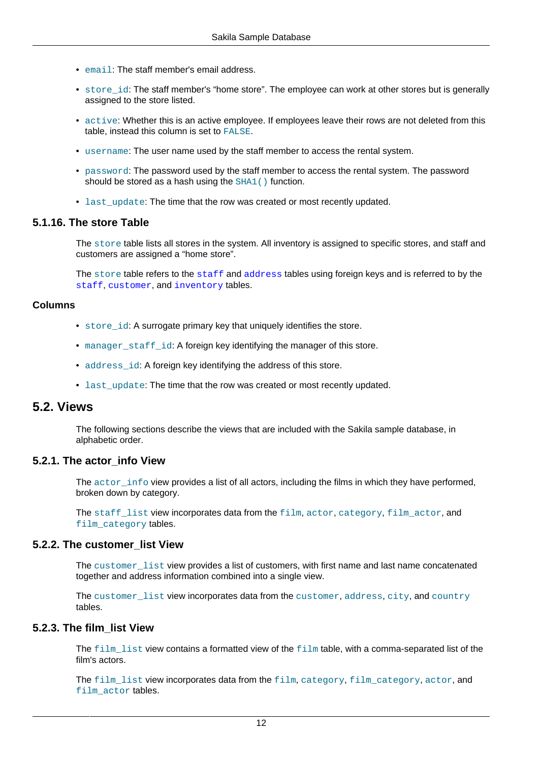- `email`: The staff member's email address.
- `store_id`: The staff member's “home store”. The employee can work at other stores but is generally assigned to the store listed.
- `active`: Whether this is an active employee. If employees leave their rows are not deleted from this table, instead this column is set to `FALSE`.
- `username`: The user name used by the staff member to access the rental system.
- `password`: The password used by the staff member to access the rental system. The password should be stored as a hash using the `SHA1()` function.
- `last_update`: The time that the row was created or most recently updated.

### 5.1.16. The store Table

The `store` table lists all stores in the system. All inventory is assigned to specific stores, and staff and customers are assigned a “home store”.

The `store` table refers to the `staff` and `address` tables using foreign keys and is referred to by the `staff`, `customer`, and `inventory` tables.

#### Columns

- `store_id`: A surrogate primary key that uniquely identifies the store.
- `manager_staff_id`: A foreign key identifying the manager of this store.
- `address_id`: A foreign key identifying the address of this store.
- `last_update`: The time that the row was created or most recently updated.

## 5.2. Views

The following sections describe the views that are included with the Sakila sample database, in alphabetic order.

### 5.2.1. The actor_info View

The `actor_info` view provides a list of all actors, including the films in which they have performed, broken down by category.

The `staff_list` view incorporates data from the `film`, `actor`, `category`, `film_actor`, and `film_category` tables.

### 5.2.2. The customer_list View

The `customer_list` view provides a list of customers, with first name and last name concatenated together and address information combined into a single view.

The `customer_list` view incorporates data from the `customer`, `address`, `city`, and `country` tables.

### 5.2.3. The film_list View

The `film_list` view contains a formatted view of the `film` table, with a comma-separated list of the film's actors.

The `film_list` view incorporates data from the `film`, `category`, `film_category`, `actor`, and `film_actor` tables.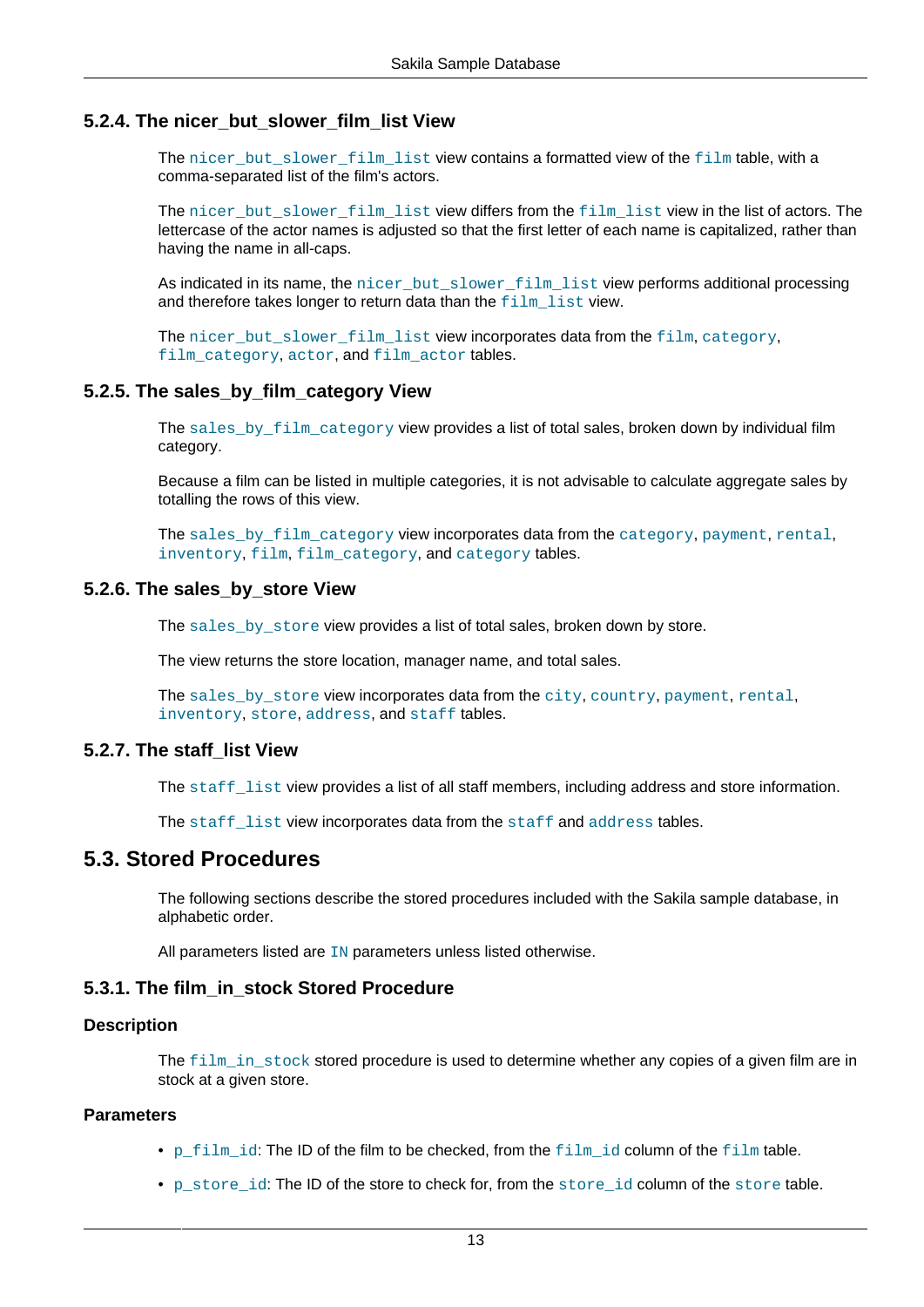### 5.2.4. The nicer_but_slower_film_list View

The `nicer_but_slower_film_list` view contains a formatted view of the `film` table, with a comma-separated list of the film's actors.

The `nicer_but_slower_film_list` view differs from the `film_list` view in the list of actors. The lettercase of the actor names is adjusted so that the first letter of each name is capitalized, rather than having the name in all-caps.

As indicated in its name, the `nicer_but_slower_film_list` view performs additional processing and therefore takes longer to return data than the `film_list` view.

The `nicer_but_slower_film_list` view incorporates data from the `film`, `category`, `film_category`, `actor`, and `film_actor` tables.

### 5.2.5. The sales_by_film_category View

The `sales_by_film_category` view provides a list of total sales, broken down by individual film category.

Because a film can be listed in multiple categories, it is not advisable to calculate aggregate sales by totalling the rows of this view.

The `sales_by_film_category` view incorporates data from the `category`, `payment`, `rental`, `inventory`, `film`, `film_category`, and `category` tables.

### 5.2.6. The sales_by_store View

The `sales_by_store` view provides a list of total sales, broken down by store.

The view returns the store location, manager name, and total sales.

The `sales_by_store` view incorporates data from the `city`, `country`, `payment`, `rental`, `inventory`, `store`, `address`, and `staff` tables.

### 5.2.7. The staff_list View

The `staff_list` view provides a list of all staff members, including address and store information.

The `staff_list` view incorporates data from the `staff` and `address` tables.

## 5.3. Stored Procedures

The following sections describe the stored procedures included with the Sakila sample database, in alphabetic order.

All parameters listed are `IN` parameters unless listed otherwise.

### 5.3.1. The film_in_stock Stored Procedure

#### Description

The `film_in_stock` stored procedure is used to determine whether any copies of a given film are in stock at a given store.

#### Parameters

- `p_film_id`: The ID of the film to be checked, from the `film_id` column of the `film` table.
- `p_store_id`: The ID of the store to check for, from the `store_id` column of the `store` table.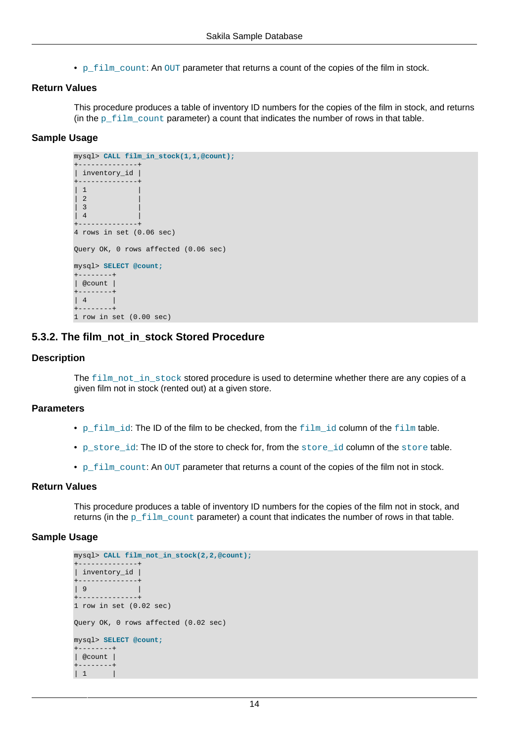- `p_film_count`: An `OUT` parameter that returns a count of the copies of the film in stock.

### Return Values

This procedure produces a table of inventory ID numbers for the copies of the film in stock, and returns (in the `p_film_count` parameter) a count that indicates the number of rows in that table.

### Sample Usage

```
mysql> CALL film_in_stock(1,1,@count);
+--------------+
| inventory_id |
+--------------+
| 1            |
| 2            |
| 3            |
| 4            |
+--------------+
4 rows in set (0.06 sec)

Query OK, 0 rows affected (0.06 sec)

mysql> SELECT @count;
+--------+
| @count |
+--------+
| 4      |
+--------+
1 row in set (0.00 sec)
```

## 5.3.2. The film_not_in_stock Stored Procedure

### Description

The `film_not_in_stock` stored procedure is used to determine whether there are any copies of a given film not in stock (rented out) at a given store.

### Parameters

- `p_film_id`: The ID of the film to be checked, from the `film_id` column of the `film` table.
- `p_store_id`: The ID of the store to check for, from the `store_id` column of the `store` table.
- `p_film_count`: An `OUT` parameter that returns a count of the copies of the film not in stock.

### Return Values

This procedure produces a table of inventory ID numbers for the copies of the film not in stock, and returns (in the `p_film_count` parameter) a count that indicates the number of rows in that table.

### Sample Usage

```
mysql> CALL film_not_in_stock(2,2,@count);
+--------------+
| inventory_id |
+--------------+
| 9            |
+--------------+
1 row in set (0.02 sec)

Query OK, 0 rows affected (0.02 sec)

mysql> SELECT @count;
+--------+
| @count |
+--------+
| 1      |
```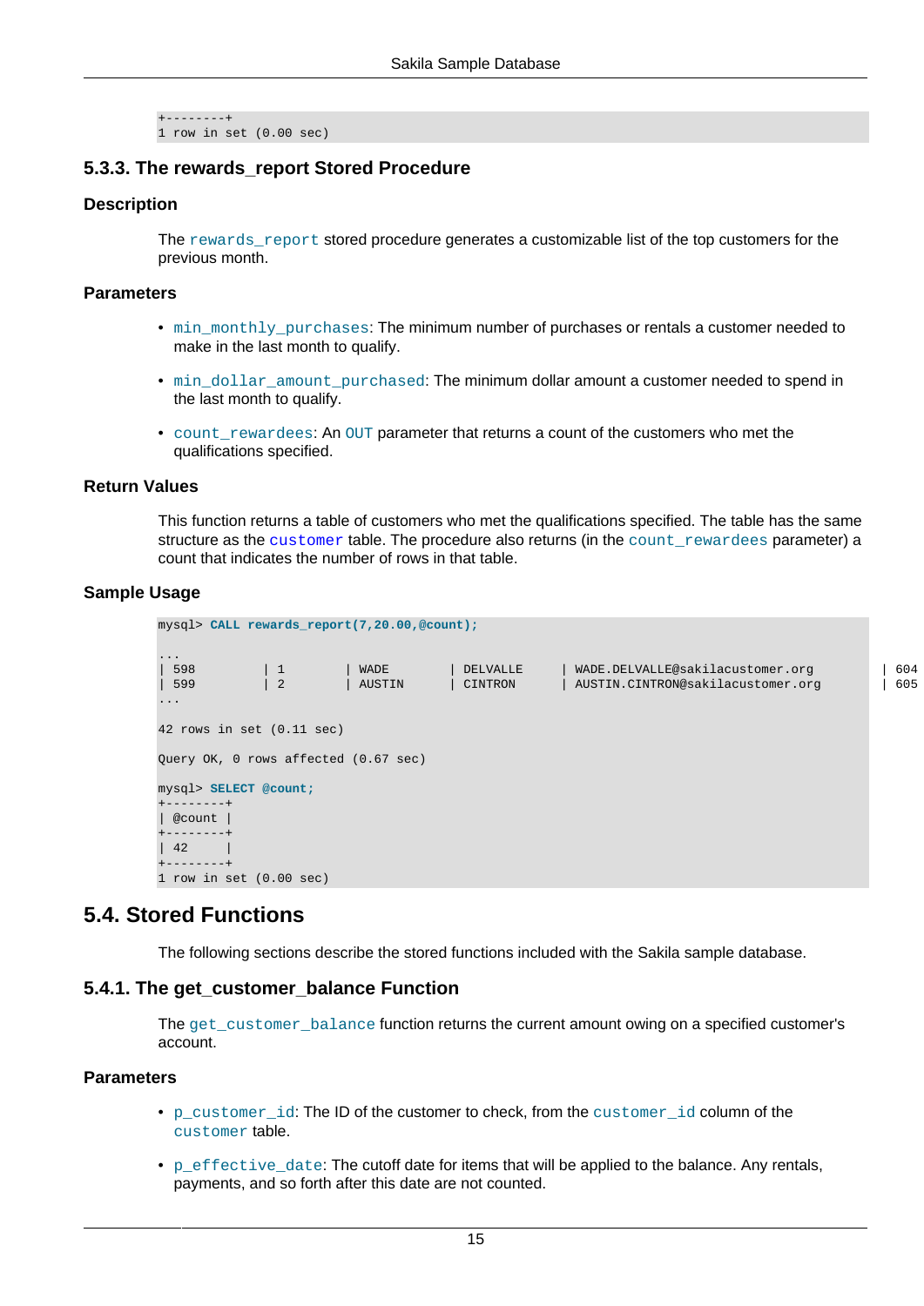```
+--------+
1 row in set (0.00 sec)
```

### 5.3.3. The rewards_report Stored Procedure

#### Description

The `rewards_report` stored procedure generates a customizable list of the top customers for the previous month.

#### Parameters

- `min_monthly_purchases`: The minimum number of purchases or rentals a customer needed to make in the last month to qualify.
- `min_dollar_amount_purchased`: The minimum dollar amount a customer needed to spend in the last month to qualify.
- `count_rewardees`: An `OUT` parameter that returns a count of the customers who met the qualifications specified.

#### Return Values

This function returns a table of customers who met the qualifications specified. The table has the same structure as the `customer` table. The procedure also returns (in the `count_rewardees` parameter) a count that indicates the number of rows in that table.

#### Sample Usage

```
mysql> CALL rewards_report(7,20.00,@count);

...
| 598         | 1        | WADE        | DELVALLE     | WADE.DELVALLE@sakilacustomer.org          | 604
| 599         | 2        | AUSTIN      | CINTRON      | AUSTIN.CINTRON@sakilacustomer.org         | 605
...

42 rows in set (0.11 sec)

Query OK, 0 rows affected (0.67 sec)

mysql> SELECT @count;
+--------+
| @count |
+--------+
| 42     |
+--------+
1 row in set (0.00 sec)
```

## 5.4. Stored Functions

The following sections describe the stored functions included with the Sakila sample database.

### 5.4.1. The get_customer_balance Function

The `get_customer_balance` function returns the current amount owing on a specified customer's account.

#### Parameters

- `p_customer_id`: The ID of the customer to check, from the `customer_id` column of the `customer` table.
- `p_effective_date`: The cutoff date for items that will be applied to the balance. Any rentals, payments, and so forth after this date are not counted.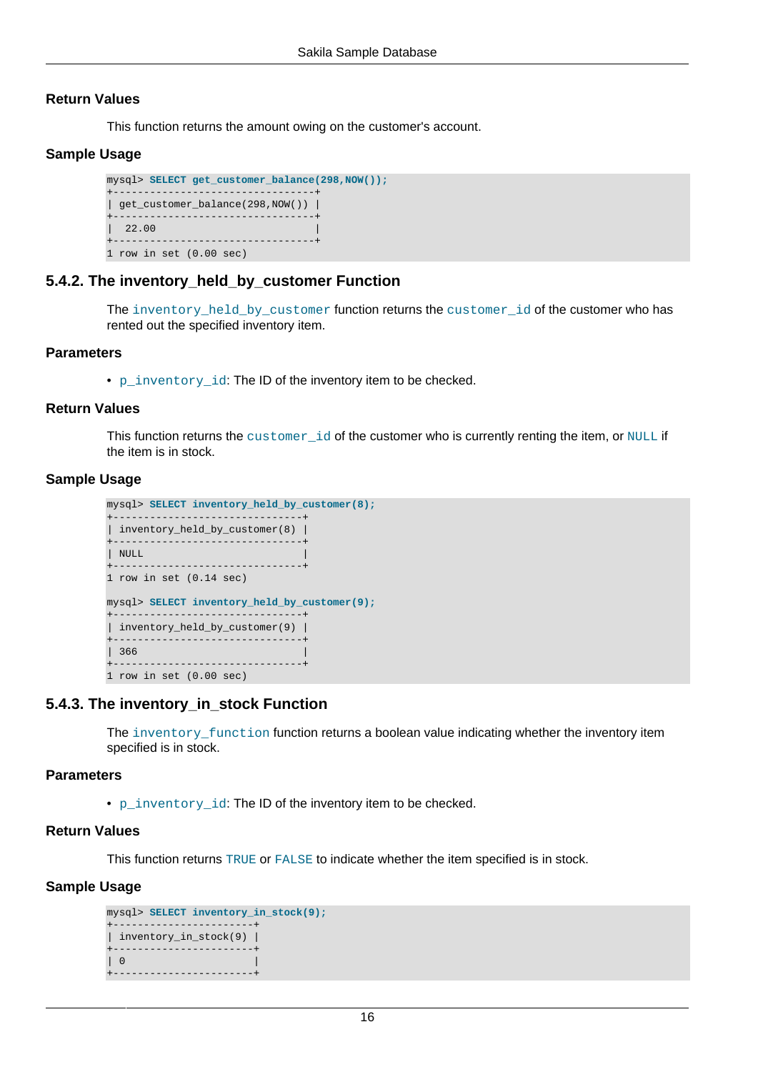### Return Values

This function returns the amount owing on the customer's account.

### Sample Usage

```
mysql> SELECT get_customer_balance(298,NOW());
+---------------------------------+
| get_customer_balance(298,NOW()) |
+---------------------------------+
|  22.00                          |
+---------------------------------+
1 row in set (0.00 sec)
```

## 5.4.2. The inventory_held_by_customer Function

The `inventory_held_by_customer` function returns the `customer_id` of the customer who has rented out the specified inventory item.

### Parameters

- `p_inventory_id`: The ID of the inventory item to be checked.

### Return Values

This function returns the `customer_id` of the customer who is currently renting the item, or `NULL` if the item is in stock.

### Sample Usage

```
mysql> SELECT inventory_held_by_customer(8);
+-------------------------------+
| inventory_held_by_customer(8) |
+-------------------------------+
| NULL                          |
+-------------------------------+
1 row in set (0.14 sec)

mysql> SELECT inventory_held_by_customer(9);
+-------------------------------+
| inventory_held_by_customer(9) |
+-------------------------------+
| 366                           |
+-------------------------------+
1 row in set (0.00 sec)
```

## 5.4.3. The inventory_in_stock Function

The `inventory_function` function returns a boolean value indicating whether the inventory item specified is in stock.

### Parameters

- `p_inventory_id`: The ID of the inventory item to be checked.

### Return Values

This function returns `TRUE` or `FALSE` to indicate whether the item specified is in stock.

### Sample Usage

```
mysql> SELECT inventory_in_stock(9);
+-----------------------+
| inventory_in_stock(9) |
+-----------------------+
| 0                     |
+-----------------------+
```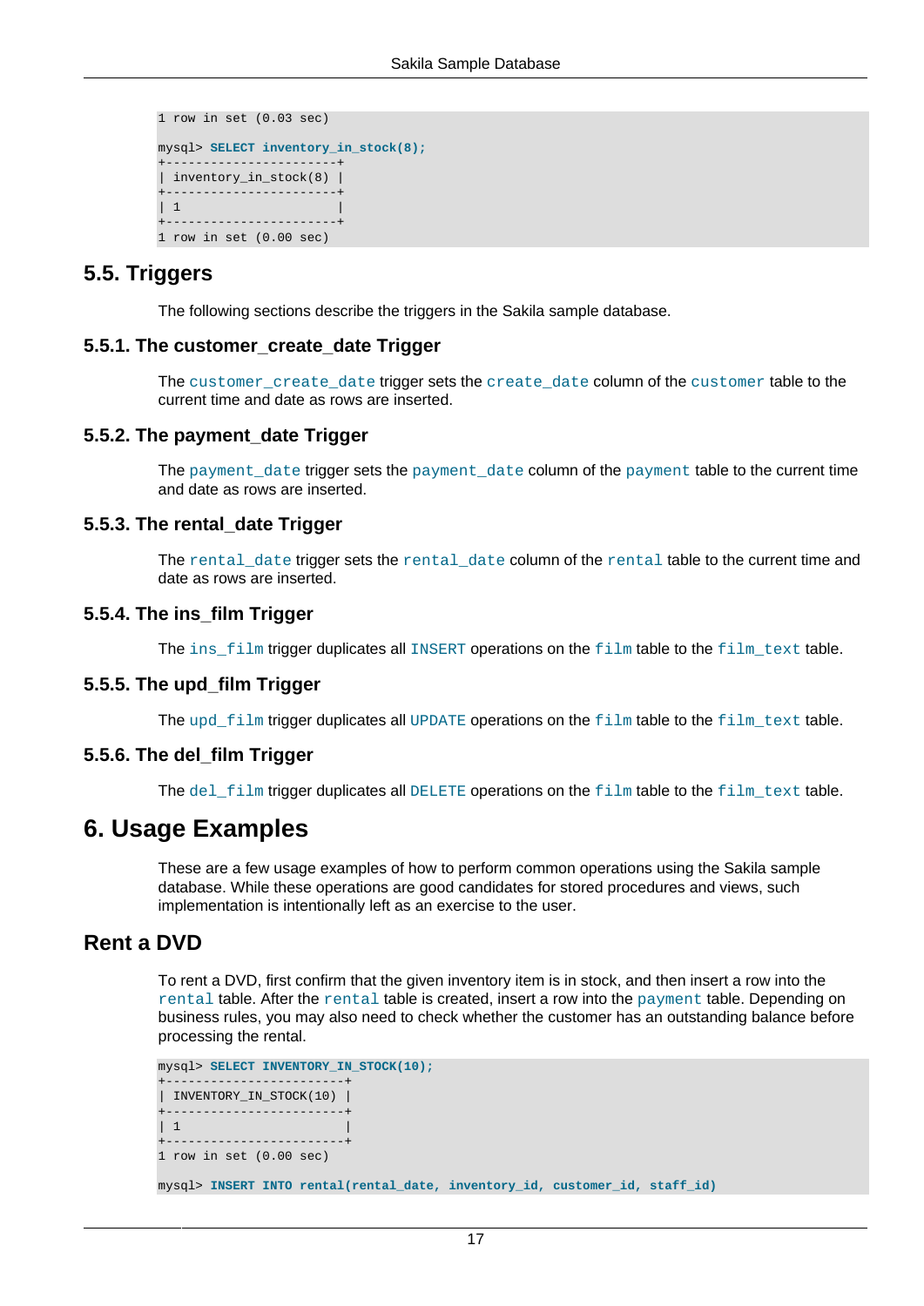```
1 row in set (0.03 sec)

mysql> SELECT inventory_in_stock(8);
+-----------------------+
| inventory_in_stock(8) |
+-----------------------+
| 1                     |
+-----------------------+
1 row in set (0.00 sec)
```

## 5.5. Triggers

The following sections describe the triggers in the Sakila sample database.

### 5.5.1. The customer_create_date Trigger

The `customer_create_date` trigger sets the `create_date` column of the `customer` table to the current time and date as rows are inserted.

### 5.5.2. The payment_date Trigger

The `payment_date` trigger sets the `payment_date` column of the `payment` table to the current time and date as rows are inserted.

### 5.5.3. The rental_date Trigger

The `rental_date` trigger sets the `rental_date` column of the `rental` table to the current time and date as rows are inserted.

### 5.5.4. The ins_film Trigger

The `ins_film` trigger duplicates all `INSERT` operations on the `film` table to the `film_text` table.

### 5.5.5. The upd_film Trigger

The `upd_film` trigger duplicates all `UPDATE` operations on the `film` table to the `film_text` table.

### 5.5.6. The del_film Trigger

The `del_film` trigger duplicates all `DELETE` operations on the `film` table to the `film_text` table.

# 6. Usage Examples

These are a few usage examples of how to perform common operations using the Sakila sample database. While these operations are good candidates for stored procedures and views, such implementation is intentionally left as an exercise to the user.

## Rent a DVD

To rent a DVD, first confirm that the given inventory item is in stock, and then insert a row into the `rental` table. After the `rental` table is created, insert a row into the `payment` table. Depending on business rules, you may also need to check whether the customer has an outstanding balance before processing the rental.

```
mysql> SELECT INVENTORY_IN_STOCK(10);
+------------------------+
| INVENTORY_IN_STOCK(10) |
+------------------------+
| 1                      |
+------------------------+
1 row in set (0.00 sec)

mysql> INSERT INTO rental(rental_date, inventory_id, customer_id, staff_id)
```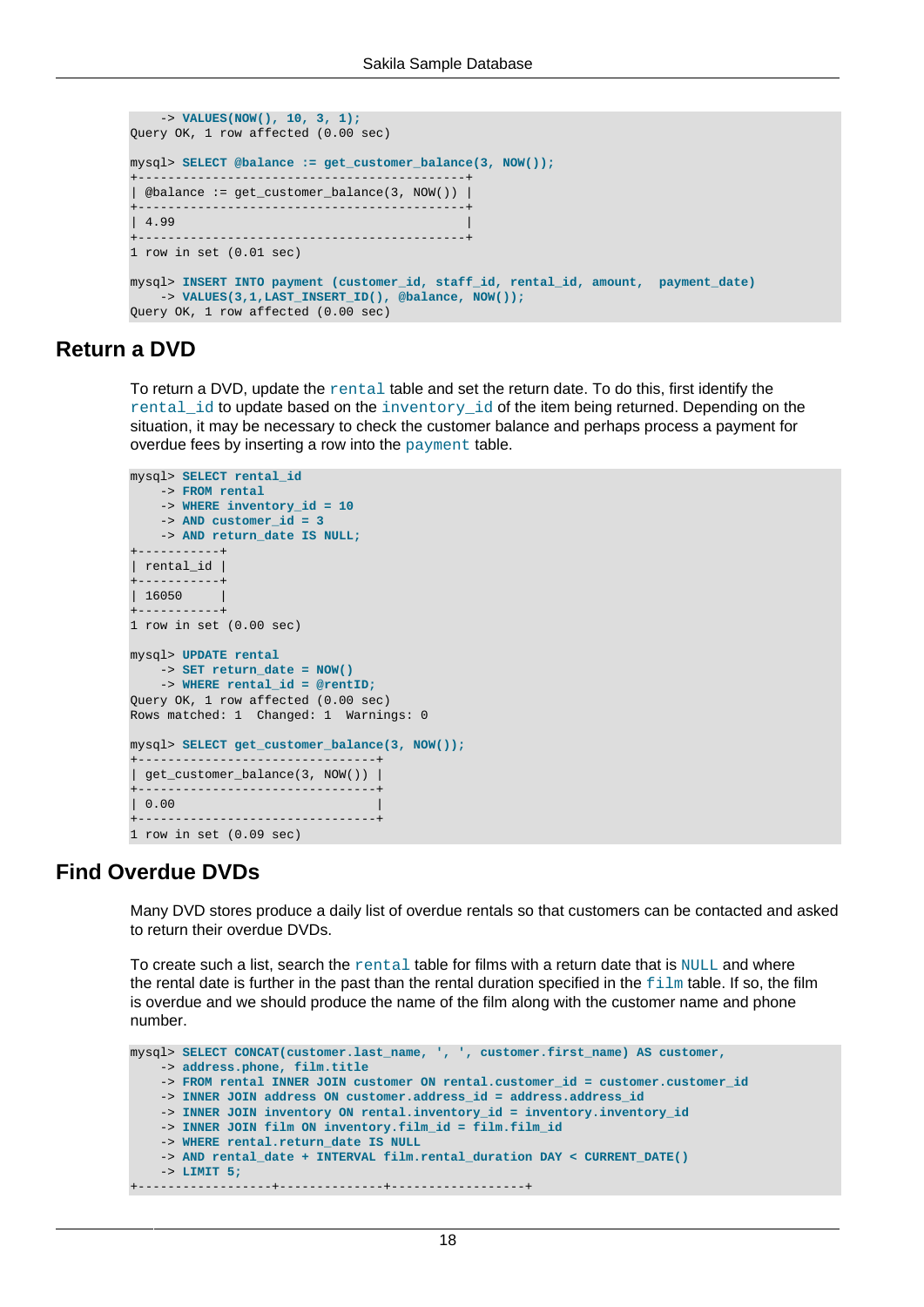```
    -> VALUES(NOW(), 10, 3, 1);
Query OK, 1 row affected (0.00 sec)

mysql> SELECT @balance := get_customer_balance(3, NOW());
+--------------------------------------------+
| @balance := get_customer_balance(3, NOW()) |
+--------------------------------------------+
| 4.99                                       |
+--------------------------------------------+
1 row in set (0.01 sec)

mysql> INSERT INTO payment (customer_id, staff_id, rental_id, amount,  payment_date)
    -> VALUES(3,1,LAST_INSERT_ID(), @balance, NOW());
Query OK, 1 row affected (0.00 sec)
```

## Return a DVD

To return a DVD, update the `rental` table and set the return date. To do this, first identify the `rental_id` to update based on the `inventory_id` of the item being returned. Depending on the situation, it may be necessary to check the customer balance and perhaps process a payment for overdue fees by inserting a row into the `payment` table.

```
mysql> SELECT rental_id
    -> FROM rental
    -> WHERE inventory_id = 10
    -> AND customer_id = 3
    -> AND return_date IS NULL;
+-----------+
| rental_id |
+-----------+
| 16050     |
+-----------+
1 row in set (0.00 sec)

mysql> UPDATE rental
    -> SET return_date = NOW()
    -> WHERE rental_id = @rentID;
Query OK, 1 row affected (0.00 sec)
Rows matched: 1  Changed: 1  Warnings: 0

mysql> SELECT get_customer_balance(3, NOW());
+--------------------------------+
| get_customer_balance(3, NOW()) |
+--------------------------------+
| 0.00                           |
+--------------------------------+
1 row in set (0.09 sec)
```

## Find Overdue DVDs

Many DVD stores produce a daily list of overdue rentals so that customers can be contacted and asked to return their overdue DVDs.

To create such a list, search the `rental` table for films with a return date that is `NULL` and where the rental date is further in the past than the rental duration specified in the `film` table. If so, the film is overdue and we should produce the name of the film along with the customer name and phone number.

```
mysql> SELECT CONCAT(customer.last_name, ', ', customer.first_name) AS customer,
    -> address.phone, film.title
    -> FROM rental INNER JOIN customer ON rental.customer_id = customer.customer_id
    -> INNER JOIN address ON customer.address_id = address.address_id
    -> INNER JOIN inventory ON rental.inventory_id = inventory.inventory_id
    -> INNER JOIN film ON inventory.film_id = film.film_id
    -> WHERE rental.return_date IS NULL
    -> AND rental_date + INTERVAL film.rental_duration DAY < CURRENT_DATE()
    -> LIMIT 5;
+------------------+-------------+------------------+
```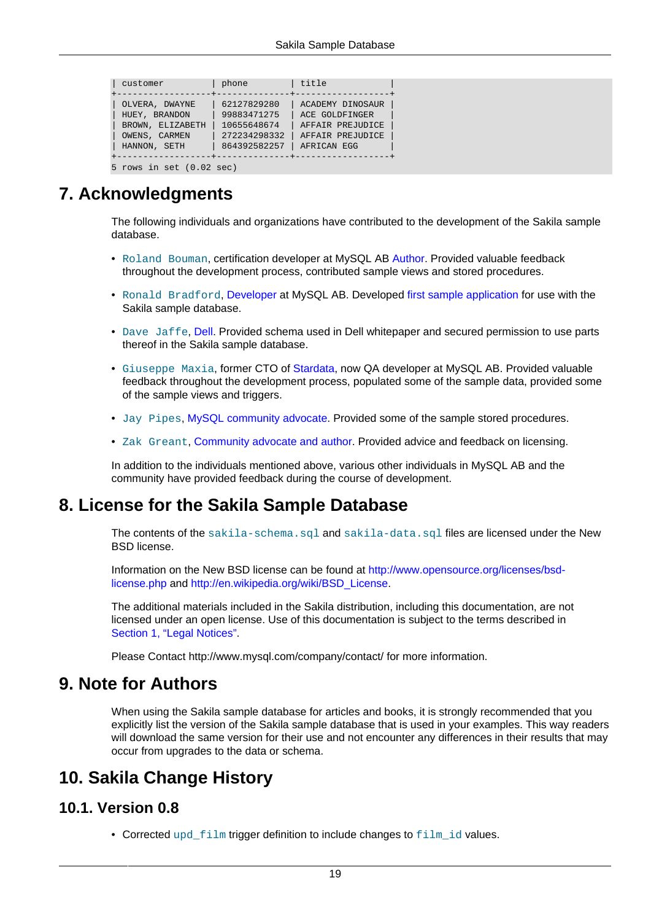```
| customer          | phone        | title            |
+-------------------+--------------+------------------+
| OLVERA, DWAYNE    | 62127829280  | ACADEMY DINOSAUR |
| HUEY, BRANDON     | 99883471275  | ACE GOLDFINGER   |
| BROWN, ELIZABETH  | 10655648674  | AFFAIR PREJUDICE |
| OWENS, CARMEN     | 272234298332 | AFFAIR PREJUDICE |
| HANNON, SETH      | 864392582257 | AFRICAN EGG      |
+-------------------+--------------+------------------+
5 rows in set (0.02 sec)
```

# 7. Acknowledgments

The following individuals and organizations have contributed to the development of the Sakila sample database.

- `Roland Bouman`, certification developer at MySQL AB Author. Provided valuable feedback throughout the development process, contributed sample views and stored procedures.
- `Ronald Bradford`, Developer at MySQL AB. Developed first sample application for use with the Sakila sample database.
- `Dave Jaffe`, Dell. Provided schema used in Dell whitepaper and secured permission to use parts thereof in the Sakila sample database.
- `Giuseppe Maxia`, former CTO of Stardata, now QA developer at MySQL AB. Provided valuable feedback throughout the development process, populated some of the sample data, provided some of the sample views and triggers.
- `Jay Pipes`, MySQL community advocate. Provided some of the sample stored procedures.
- `Zak Greant`, Community advocate and author. Provided advice and feedback on licensing.

In addition to the individuals mentioned above, various other individuals in MySQL AB and the community have provided feedback during the course of development.

# 8. License for the Sakila Sample Database

The contents of the `sakila-schema.sql` and `sakila-data.sql` files are licensed under the New BSD license.

Information on the New BSD license can be found at http://www.opensource.org/licenses/bsd-license.php and http://en.wikipedia.org/wiki/BSD_License.

The additional materials included in the Sakila distribution, including this documentation, are not licensed under an open license. Use of this documentation is subject to the terms described in Section 1, "Legal Notices".

Please Contact http://www.mysql.com/company/contact/ for more information.

# 9. Note for Authors

When using the Sakila sample database for articles and books, it is strongly recommended that you explicitly list the version of the Sakila sample database that is used in your examples. This way readers will download the same version for their use and not encounter any differences in their results that may occur from upgrades to the data or schema.

# 10. Sakila Change History

## 10.1. Version 0.8

- Corrected `upd_film` trigger definition to include changes to `film_id` values.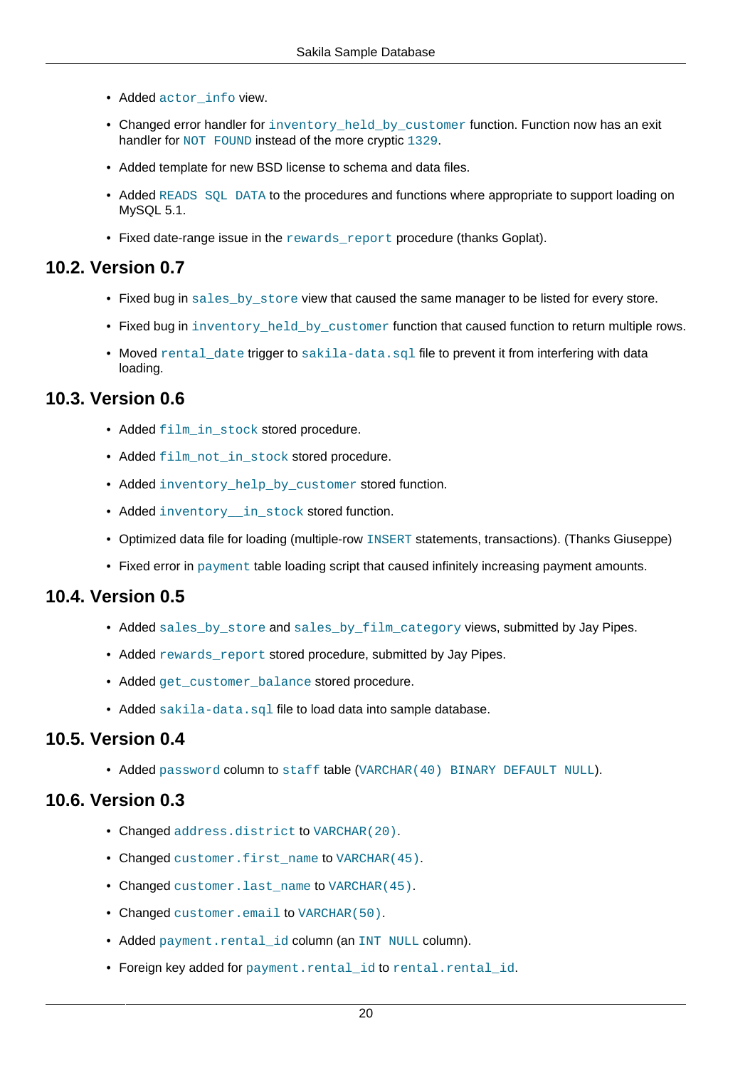- Added `actor_info` view.
- Changed error handler for `inventory_held_by_customer` function. Function now has an exit handler for `NOT FOUND` instead of the more cryptic `1329`.
- Added template for new BSD license to schema and data files.
- Added `READS SQL DATA` to the procedures and functions where appropriate to support loading on MySQL 5.1.
- Fixed date-range issue in the `rewards_report` procedure (thanks Goplat).

## 10.2. Version 0.7

- Fixed bug in `sales_by_store` view that caused the same manager to be listed for every store.
- Fixed bug in `inventory_held_by_customer` function that caused function to return multiple rows.
- Moved `rental_date` trigger to `sakila-data.sql` file to prevent it from interfering with data loading.

## 10.3. Version 0.6

- Added `film_in_stock` stored procedure.
- Added `film_not_in_stock` stored procedure.
- Added `inventory_help_by_customer` stored function.
- Added `inventory__in_stock` stored function.
- Optimized data file for loading (multiple-row `INSERT` statements, transactions). (Thanks Giuseppe)
- Fixed error in `payment` table loading script that caused infinitely increasing payment amounts.

## 10.4. Version 0.5

- Added `sales_by_store` and `sales_by_film_category` views, submitted by Jay Pipes.
- Added `rewards_report` stored procedure, submitted by Jay Pipes.
- Added `get_customer_balance` stored procedure.
- Added `sakila-data.sql` file to load data into sample database.

## 10.5. Version 0.4

- Added `password` column to `staff` table (`VARCHAR(40) BINARY DEFAULT NULL`).

## 10.6. Version 0.3

- Changed `address.district` to `VARCHAR(20)`.
- Changed `customer.first_name` to `VARCHAR(45)`.
- Changed `customer.last_name` to `VARCHAR(45)`.
- Changed `customer.email` to `VARCHAR(50)`.
- Added `payment.rental_id` column (an `INT NULL` column).
- Foreign key added for `payment.rental_id` to `rental.rental_id`.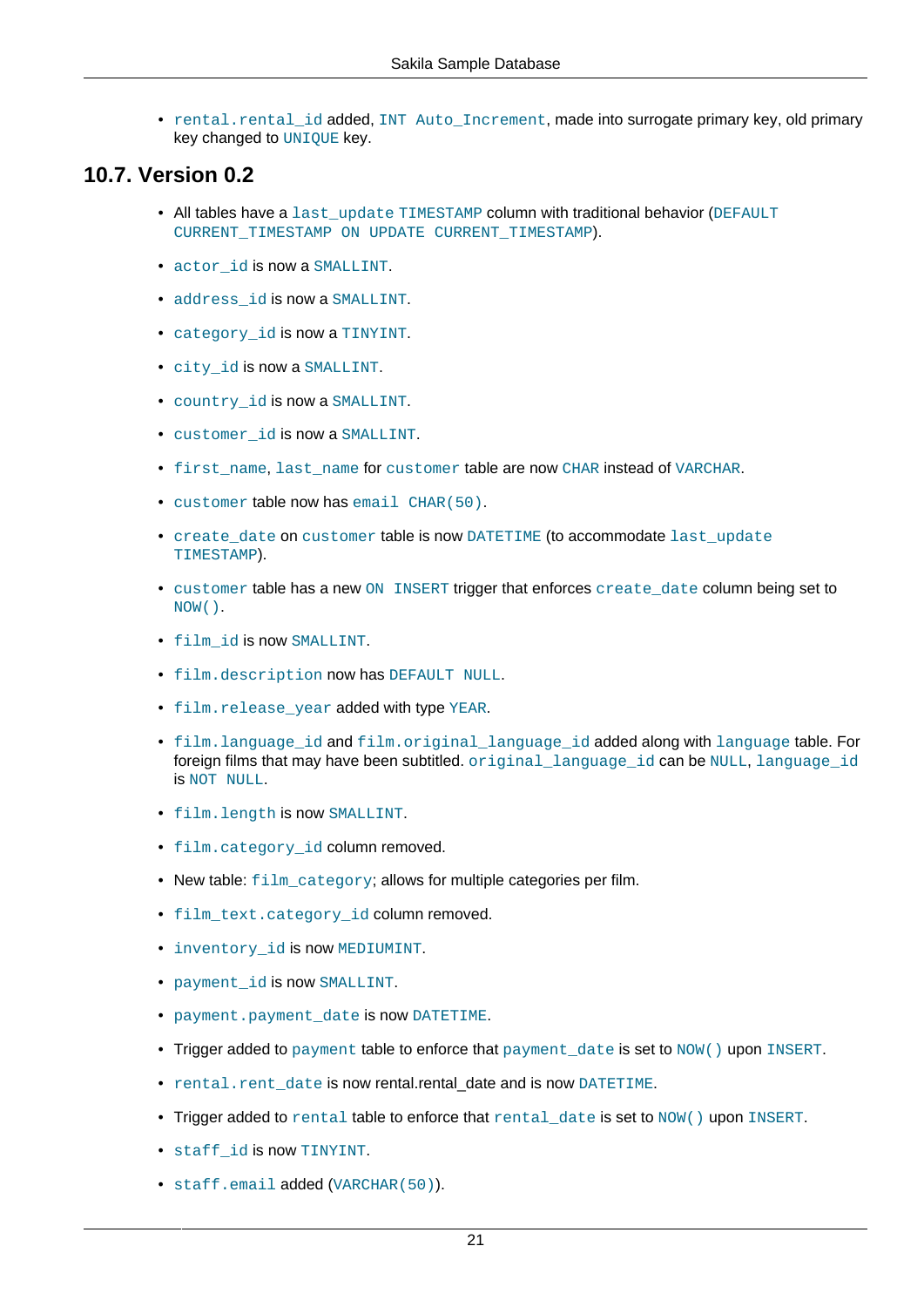- `rental.rental_id` added, `INT Auto_Increment`, made into surrogate primary key, old primary key changed to `UNIQUE` key.

## 10.7. Version 0.2

- All tables have a `last_update TIMESTAMP` column with traditional behavior (`DEFAULT CURRENT_TIMESTAMP ON UPDATE CURRENT_TIMESTAMP`).
- `actor_id` is now a `SMALLINT`.
- `address_id` is now a `SMALLINT`.
- `category_id` is now a `TINYINT`.
- `city_id` is now a `SMALLINT`.
- `country_id` is now a `SMALLINT`.
- `customer_id` is now a `SMALLINT`.
- `first_name`, `last_name` for `customer` table are now `CHAR` instead of `VARCHAR`.
- `customer` table now has `email CHAR(50)`.
- `create_date` on `customer` table is now `DATETIME` (to accommodate `last_update TIMESTAMP`).
- `customer` table has a new `ON INSERT` trigger that enforces `create_date` column being set to `NOW()`.
- `film_id` is now `SMALLINT`.
- `film.description` now has `DEFAULT NULL`.
- `film.release_year` added with type `YEAR`.
- `film.language_id` and `film.original_language_id` added along with `language` table. For foreign films that may have been subtitled. `original_language_id` can be `NULL`, `language_id` is `NOT NULL`.
- `film.length` is now `SMALLINT`.
- `film.category_id` column removed.
- New table: `film_category`; allows for multiple categories per film.
- `film_text.category_id` column removed.
- `inventory_id` is now `MEDIUMINT`.
- `payment_id` is now `SMALLINT`.
- `payment.payment_date` is now `DATETIME`.
- Trigger added to `payment` table to enforce that `payment_date` is set to `NOW()` upon `INSERT`.
- `rental.rent_date` is now rental.rental_date and is now `DATETIME`.
- Trigger added to `rental` table to enforce that `rental_date` is set to `NOW()` upon `INSERT`.
- `staff_id` is now `TINYINT`.
- `staff.email` added (`VARCHAR(50)`).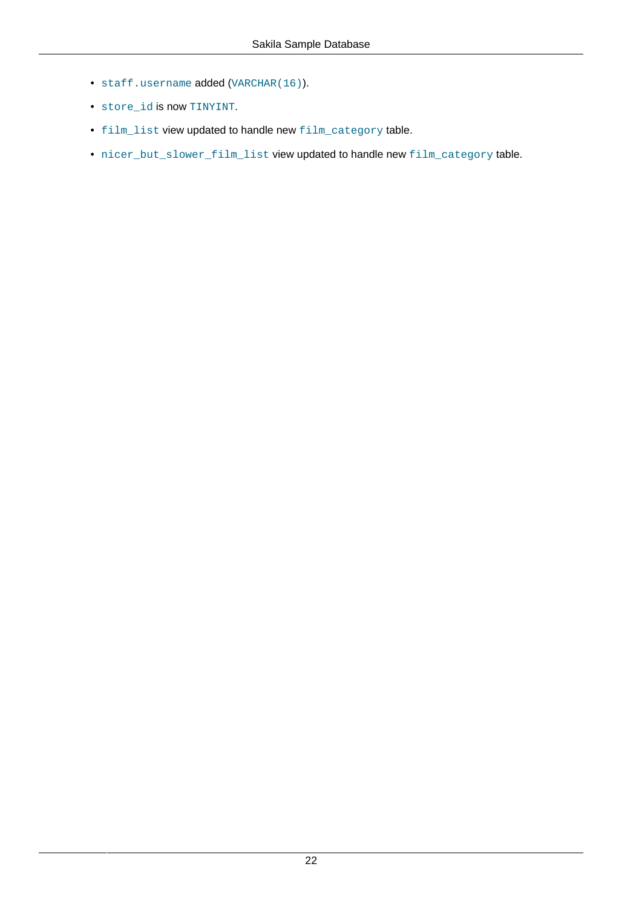- `staff.username` added (`VARCHAR(16)`).
- `store_id` is now `TINYINT`.
- `film_list` view updated to handle new `film_category` table.
- `nicer_but_slower_film_list` view updated to handle new `film_category` table.